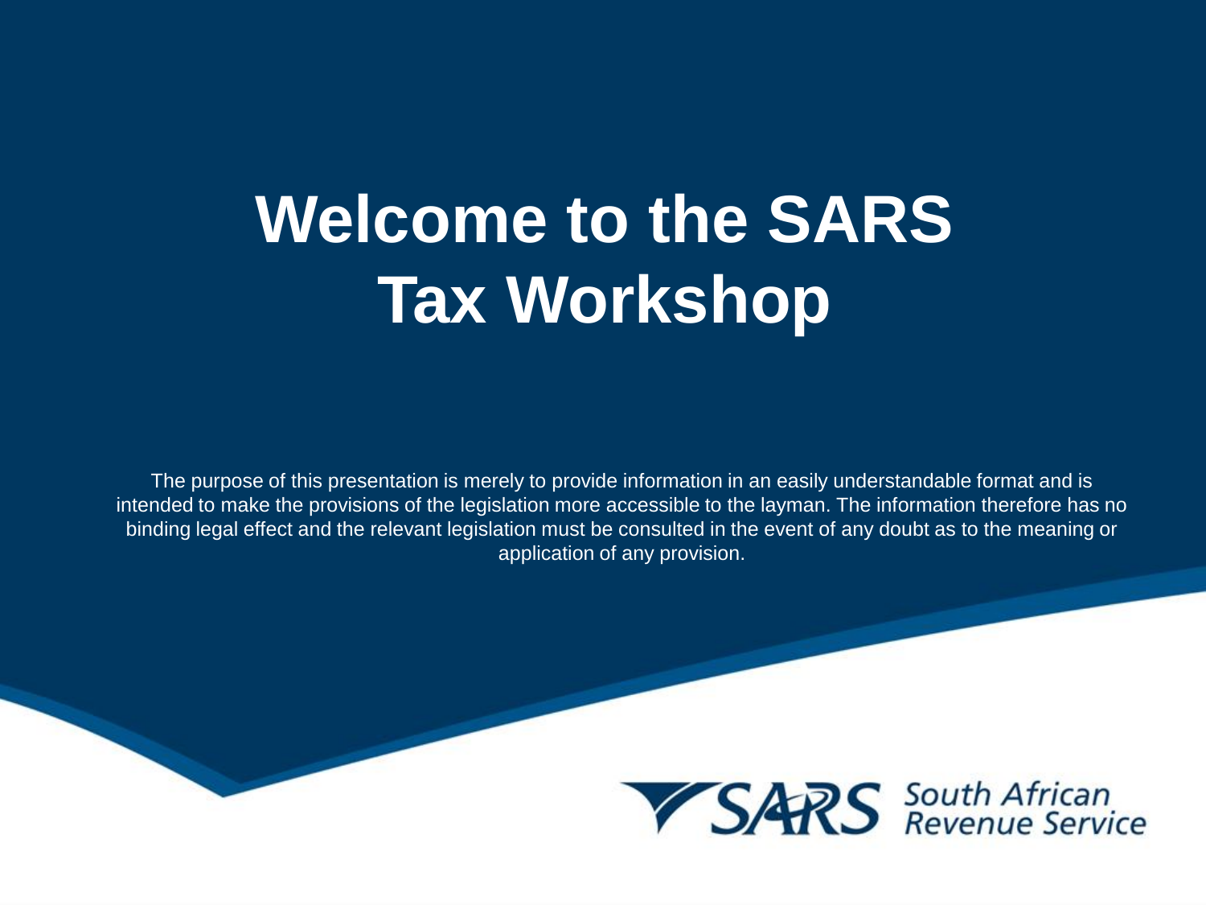# Welcome to the SARS Tax Workshop

The purpose of this presentation is merely to provide information in an easily understandable format and is intended to make the provisions of the legislation more accessible to the layman. The information therefore has no binding legal effect and the relevant legislation must be consulted in the event of any doubt as to the meaning or application of any provision.

SARS South African Revenue Service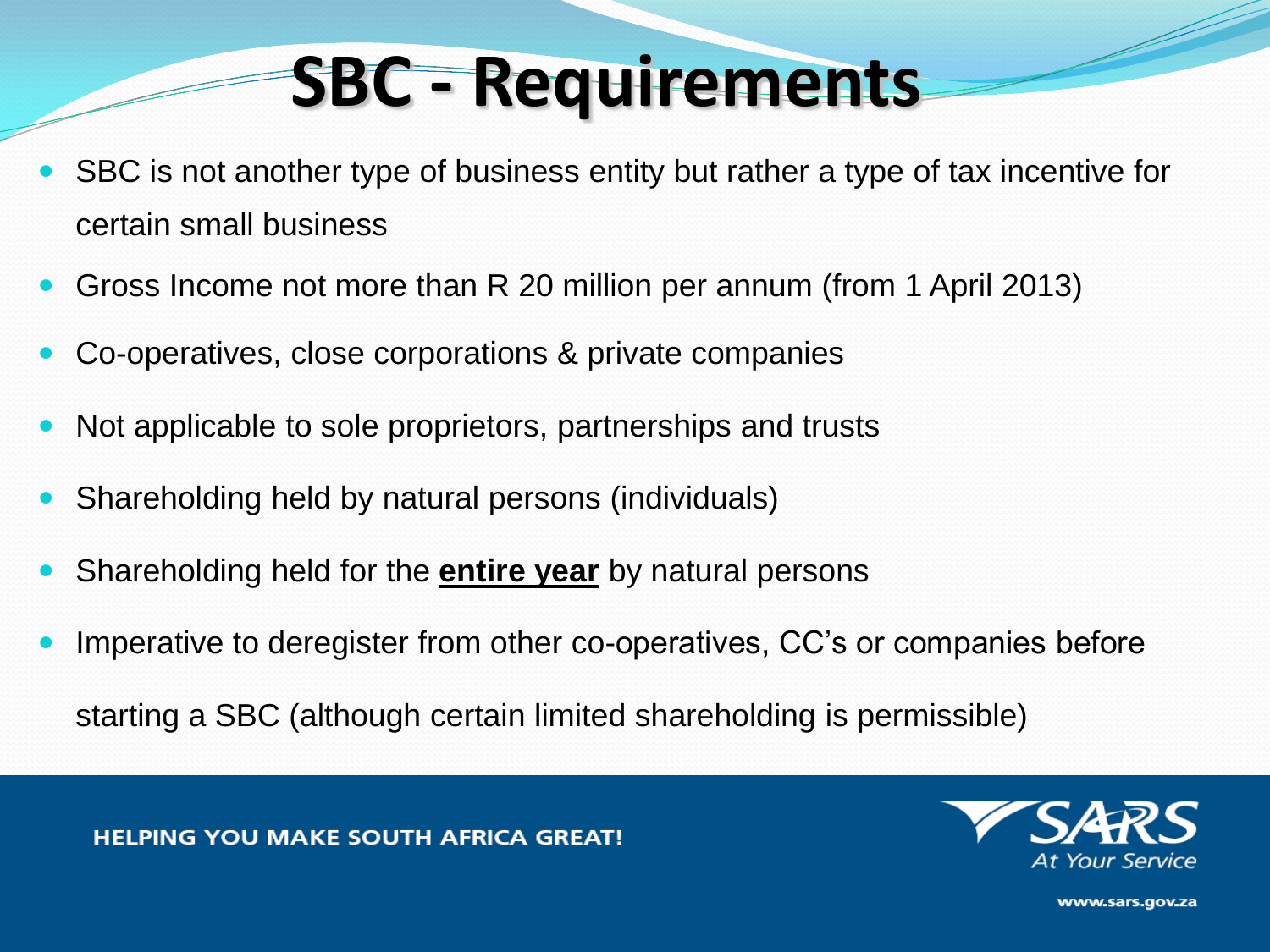# SBC - Requirements

- SBC is not another type of business entity but rather a type of tax incentive for certain small business
- Gross Income not more than R 20 million per annum (from 1 April 2013)
- Co-operatives, close corporations & private companies
- Not applicable to sole proprietors, partnerships and trusts
- Shareholding held by natural persons (individuals)
- Shareholding held for the **entire year** by natural persons
- Imperative to deregister from other co-operatives, CC's or companies before starting a SBC (although certain limited shareholding is permissible)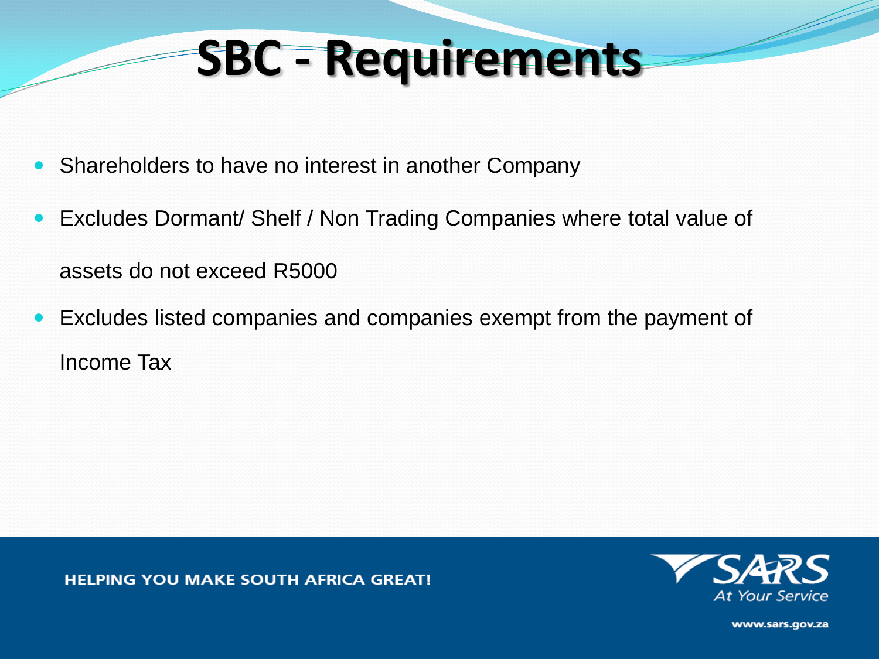# SBC - Requirements

- Shareholders to have no interest in another Company
- Excludes Dormant/ Shelf / Non Trading Companies where total value of assets do not exceed R5000
- Excludes listed companies and companies exempt from the payment of Income Tax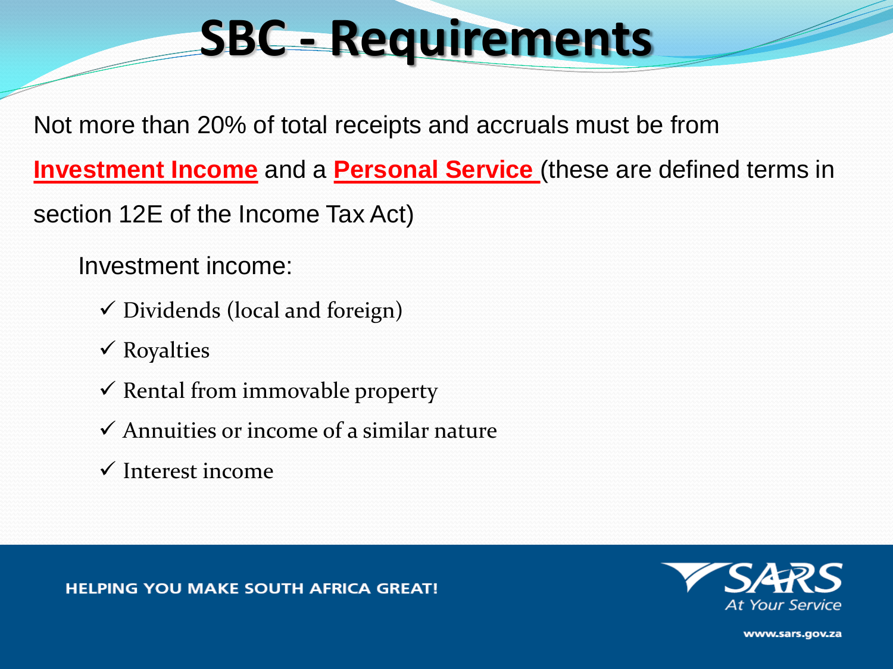# SBC - Requirements

Not more than 20% of total receipts and accruals must be from **Investment Income** and a **Personal Service** (these are defined terms in section 12E of the Income Tax Act)

Investment income:

- ✓ Dividends (local and foreign)
- ✓ Royalties
- ✓ Rental from immovable property
- ✓ Annuities or income of a similar nature
- ✓ Interest income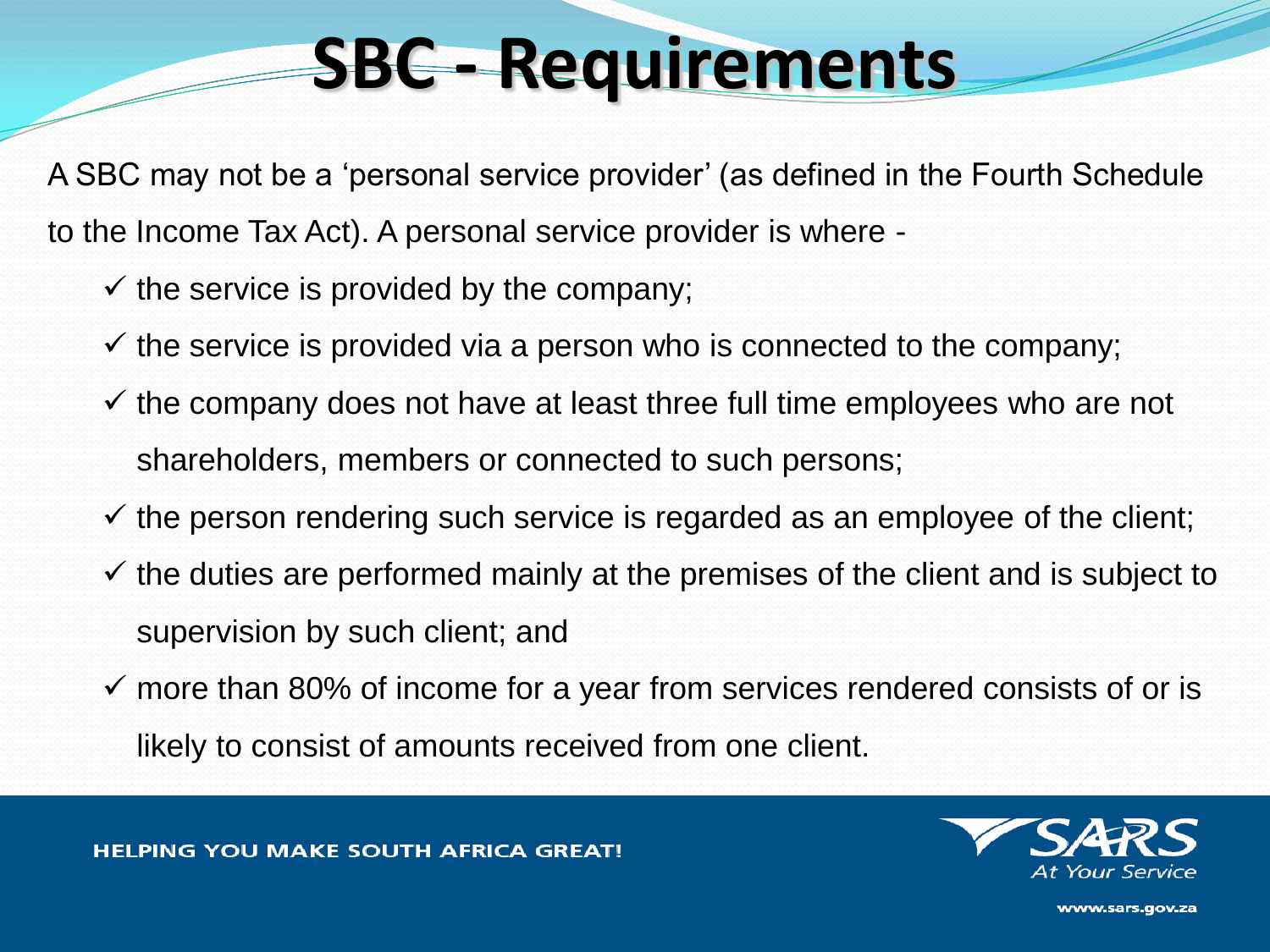# SBC - Requirements

A SBC may not be a 'personal service provider' (as defined in the Fourth Schedule to the Income Tax Act). A personal service provider is where -

- ✓ the service is provided by the company;
- ✓ the service is provided via a person who is connected to the company;
- ✓ the company does not have at least three full time employees who are not shareholders, members or connected to such persons;
- ✓ the person rendering such service is regarded as an employee of the client;
- ✓ the duties are performed mainly at the premises of the client and is subject to supervision by such client; and
- ✓ more than 80% of income for a year from services rendered consists of or is likely to consist of amounts received from one client.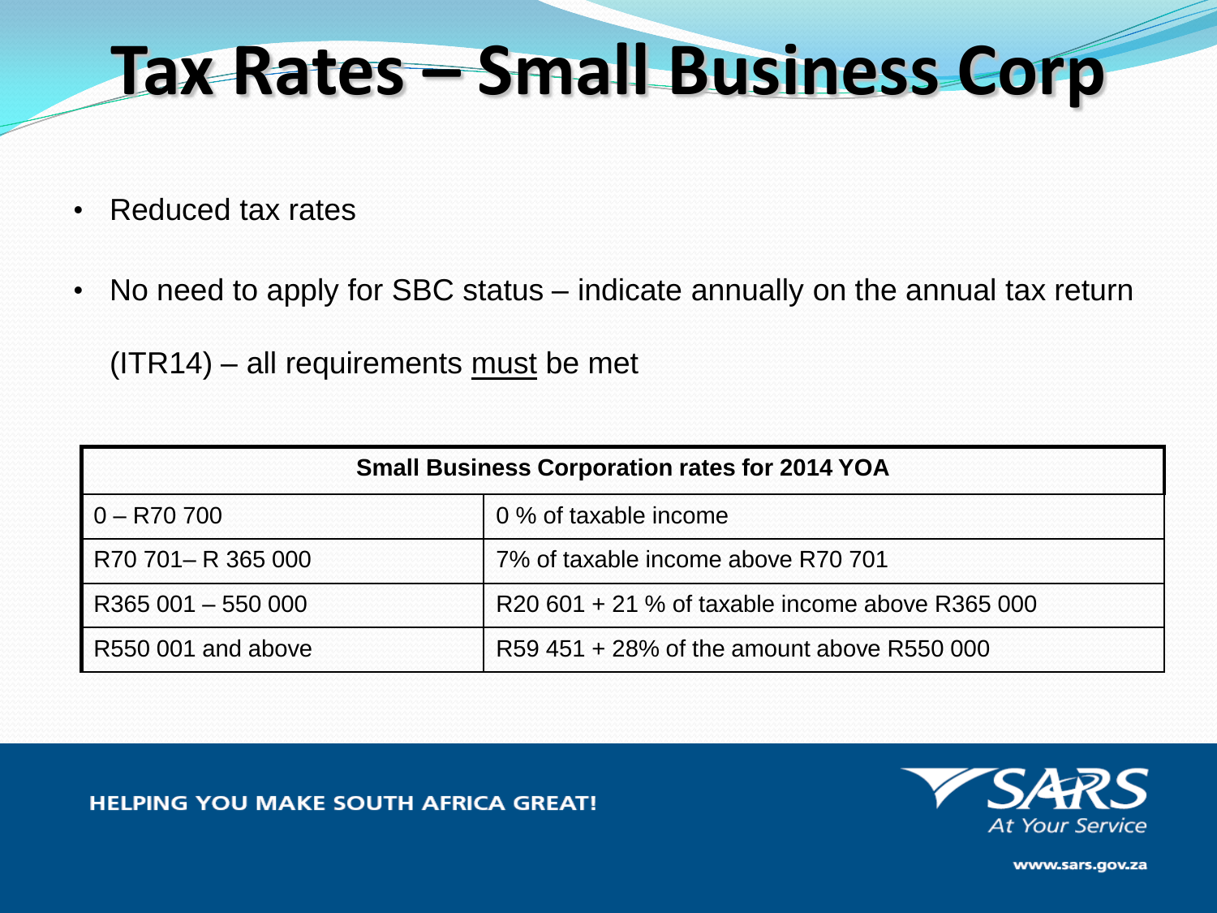# Tax Rates – Small Business Corp

- Reduced tax rates
- No need to apply for SBC status – indicate annually on the annual tax return (ITR14) – all requirements must be met

| Small Business Corporation rates for 2014 YOA | |
|---|---|
| 0 – R70 700 | 0 % of taxable income |
| R70 701– R 365 000 | 7% of taxable income above R70 701 |
| R365 001 – 550 000 | R20 601 + 21 % of taxable income above R365 000 |
| R550 001 and above | R59 451 + 28% of the amount above R550 000 |

HELPING YOU MAKE SOUTH AFRICA GREAT!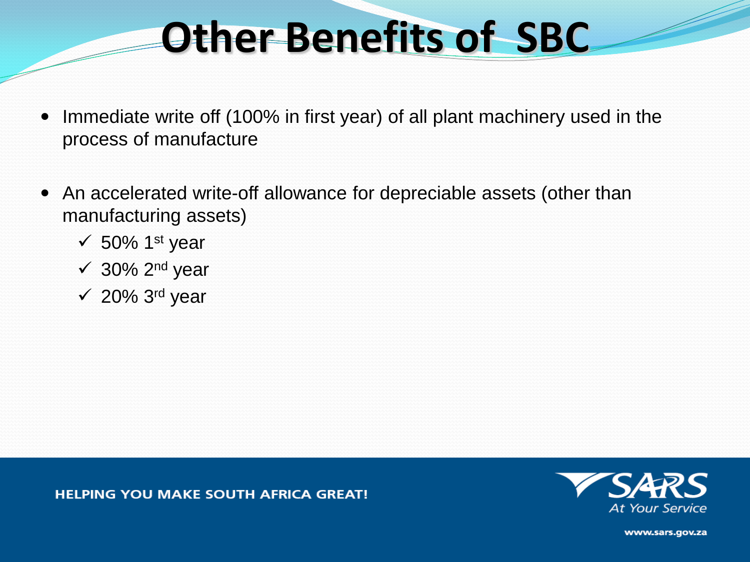# Other Benefits of SBC

- Immediate write off (100% in first year) of all plant machinery used in the process of manufacture

- An accelerated write-off allowance for depreciable assets (other than manufacturing assets)
  - ✓ 50% 1st year
  - ✓ 30% 2nd year
  - ✓ 20% 3rd year

HELPING YOU MAKE SOUTH AFRICA GREAT!

SARS At Your Service

www.sars.gov.za